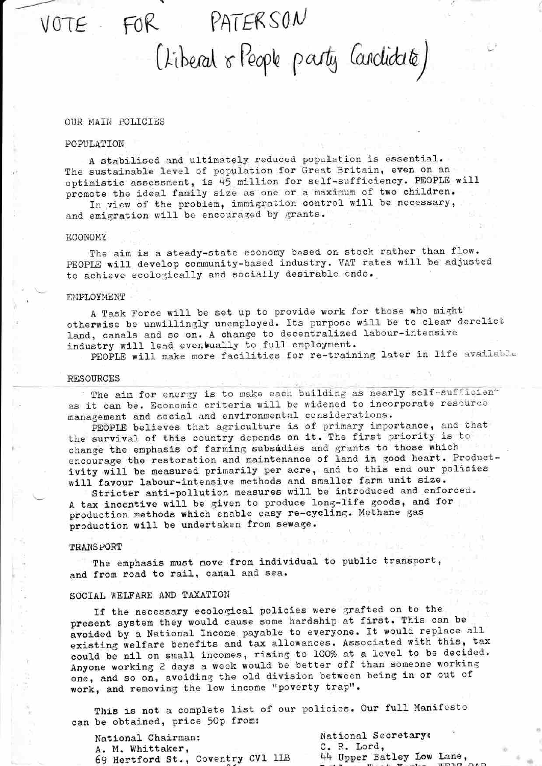# VOTE FOR PATERSON
## (Liberal & People party Candidate)

OUR MAIN POLICIES

### POPULATION

A stabilised and ultimately reduced population is essential. The sustainable level of population for Great Britain, even on an optimistic assessment, is 45 million for self-sufficiency. PEOPLE will promote the ideal family size as one or a maximum of two children.

In view of the problem, immigration control will be necessary, and emigration will be encouraged by grants.

### ECONOMY

The aim is a steady-state economy based on stock rather than flow. PEOPLE will develop community-based industry. VAT rates will be adjusted to achieve ecologically and socially desirable ends.

### EMPLOYMENT

A Task Force will be set up to provide work for those who might otherwise be unwillingly unemployed. Its purpose will be to clear derelict land, canals and so on. A change to decentralized labour-intensive industry will lead eventually to full employment.

PEOPLE will make more facilities for re-training later in life available.

### RESOURCES

The aim for energy is to make each building as nearly self-sufficient as it can be. Economic criteria will be widened to incorporate resource management and social and environmental considerations.

PEOPLE believes that agriculture is of primary importance, and that the survival of this country depends on it. The first priority is to change the emphasis of farming subsidies and grants to those which encourage the restoration and maintenance of land in good heart. Productivity will be measured primarily per acre, and to this end our policies will favour labour-intensive methods and smaller farm unit size.

Stricter anti-pollution measures will be introduced and enforced. A tax incentive will be given to produce long-life goods, and for production methods which enable easy re-cycling. Methane gas production will be undertaken from sewage.

### TRANSPORT

The emphasis must move from individual to public transport, and from road to rail, canal and sea.

### SOCIAL WELFARE AND TAXATION

If the necessary ecological policies were grafted on to the present system they would cause some hardship at first. This can be avoided by a National Income payable to everyone. It would replace all existing welfare benefits and tax allowances. Associated with this, tax could be nil on small incomes, rising to 100% at a level to be decided. Anyone working 2 days a week would be better off than someone working one, and so on, avoiding the old division between being in or out of work, and removing the low income "poverty trap".

This is not a complete list of our policies. Our full Manifesto can be obtained, price 50p from:

National Chairman:
A. M. Whittaker,
69 Hertford St., Coventry CV1 1LB

National Secretary:
C. R. Lord,
44 Upper Batley Low Lane,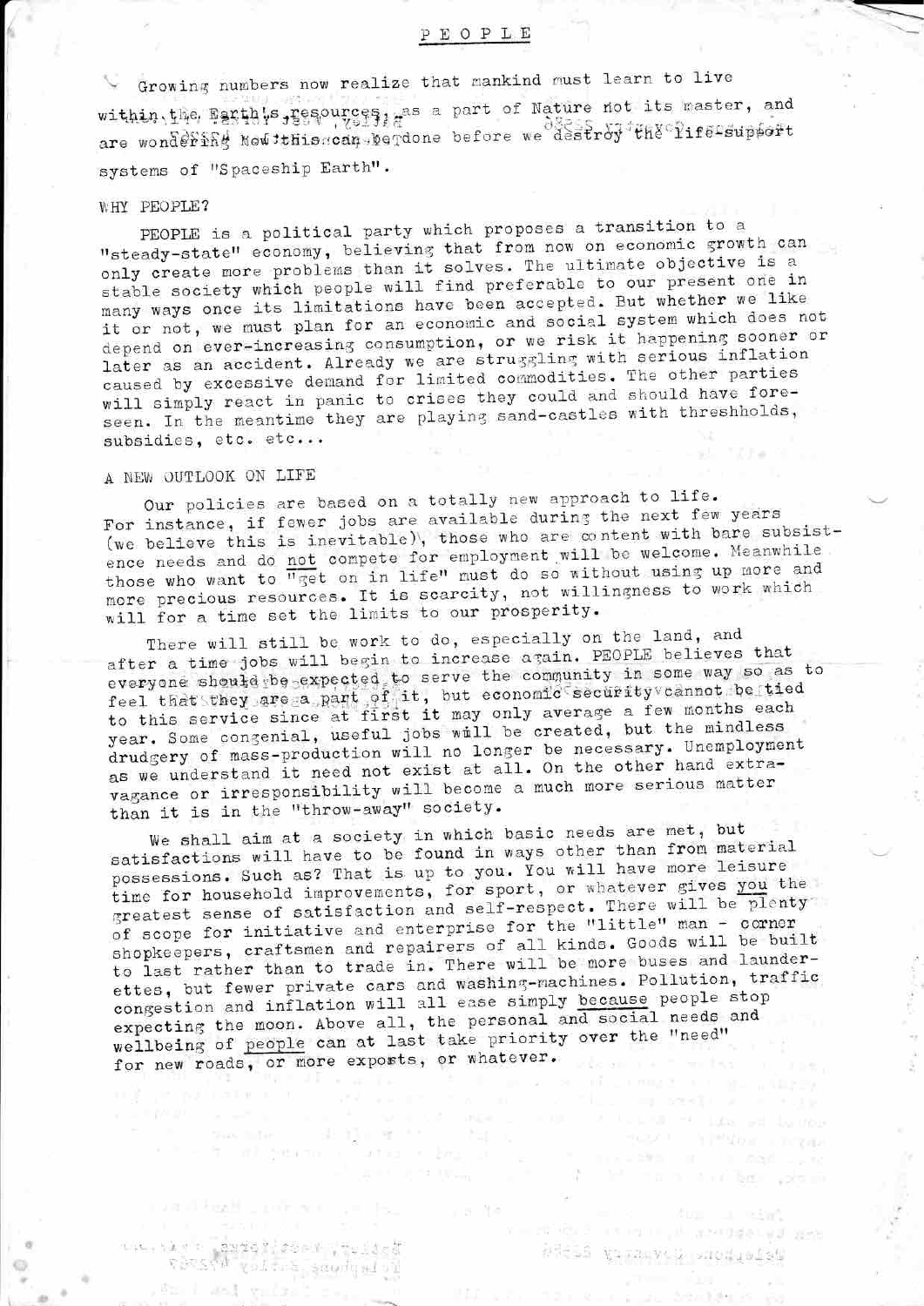# PEOPLE

Growing numbers now realize that mankind must learn to live within the Earth's resources, as a part of Nature not its master, and are wondering how this can be done before we destroy the life-support systems of "Spaceship Earth".

## WHY PEOPLE?

PEOPLE is a political party which proposes a transition to a "steady-state" economy, believing that from now on economic growth can only create more problems than it solves. The ultimate objective is a stable society which people will find preferable to our present one in many ways once its limitations have been accepted. But whether we like it or not, we must plan for an economic and social system which does not depend on ever-increasing consumption, or we risk it happening sooner or later as an accident. Already we are struggling with serious inflation caused by excessive demand for limited commodities. The other parties will simply react in panic to crises they could and should have foreseen. In the meantime they are playing sand-castles with threshholds, subsidies, etc. etc...

## A NEW OUTLOOK ON LIFE

Our policies are based on a totally new approach to life. For instance, if fewer jobs are available during the next few years (we believe this is inevitable), those who are content with bare subsistence needs and do not compete for employment will be welcome. Meanwhile those who want to "get on in life" must do so without using up more and more precious resources. It is scarcity, not willingness to work which will for a time set the limits to our prosperity.

There will still be work to do, especially on the land, and after a time jobs will begin to increase again. PEOPLE believes that everyone should be expected to serve the community in some way so as to feel that they are a part of it, but economic security cannot be tied to this service since at first it may only average a few months each year. Some congenial, useful jobs will be created, but the mindless drudgery of mass-production will no longer be necessary. Unemployment as we understand it need not exist at all. On the other hand extravagance or irresponsibility will become a much more serious matter than it is in the "throw-away" society.

We shall aim at a society in which basic needs are met, but satisfactions will have to be found in ways other than from material possessions. Such as? That is up to you. You will have more leisure time for household improvements, for sport, or whatever gives you the greatest sense of satisfaction and self-respect. There will be plenty of scope for initiative and enterprise for the "little" man - corner shopkeepers, craftsmen and repairers of all kinds. Goods will be built to last rather than to trade in. There will be more buses and launderettes, but fewer private cars and washing-machines. Pollution, traffic congestion and inflation will all ease simply because people stop expecting the moon. Above all, the personal and social needs and wellbeing of people can at last take priority over the "need" for new roads, or more exports, or whatever.